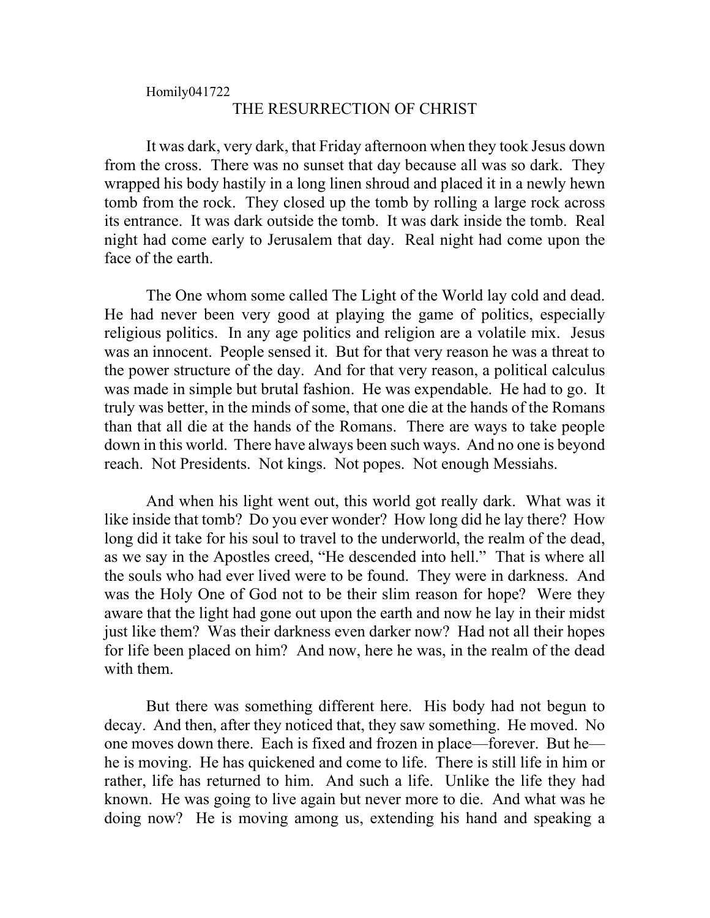Homily041722

# THE RESURRECTION OF CHRIST

It was dark, very dark, that Friday afternoon when they took Jesus down from the cross. There was no sunset that day because all was so dark. They wrapped his body hastily in a long linen shroud and placed it in a newly hewn tomb from the rock. They closed up the tomb by rolling a large rock across its entrance. It was dark outside the tomb. It was dark inside the tomb. Real night had come early to Jerusalem that day. Real night had come upon the face of the earth.

The One whom some called The Light of the World lay cold and dead. He had never been very good at playing the game of politics, especially religious politics. In any age politics and religion are a volatile mix. Jesus was an innocent. People sensed it. But for that very reason he was a threat to the power structure of the day. And for that very reason, a political calculus was made in simple but brutal fashion. He was expendable. He had to go. It truly was better, in the minds of some, that one die at the hands of the Romans than that all die at the hands of the Romans. There are ways to take people down in this world. There have always been such ways. And no one is beyond reach. Not Presidents. Not kings. Not popes. Not enough Messiahs.

And when his light went out, this world got really dark. What was it like inside that tomb? Do you ever wonder? How long did he lay there? How long did it take for his soul to travel to the underworld, the realm of the dead, as we say in the Apostles creed, "He descended into hell." That is where all the souls who had ever lived were to be found. They were in darkness. And was the Holy One of God not to be their slim reason for hope? Were they aware that the light had gone out upon the earth and now he lay in their midst just like them? Was their darkness even darker now? Had not all their hopes for life been placed on him? And now, here he was, in the realm of the dead with them.

But there was something different here. His body had not begun to decay. And then, after they noticed that, they saw something. He moved. No one moves down there. Each is fixed and frozen in place—forever. But he—he is moving. He has quickened and come to life. There is still life in him or rather, life has returned to him. And such a life. Unlike the life they had known. He was going to live again but never more to die. And what was he doing now? He is moving among us, extending his hand and speaking a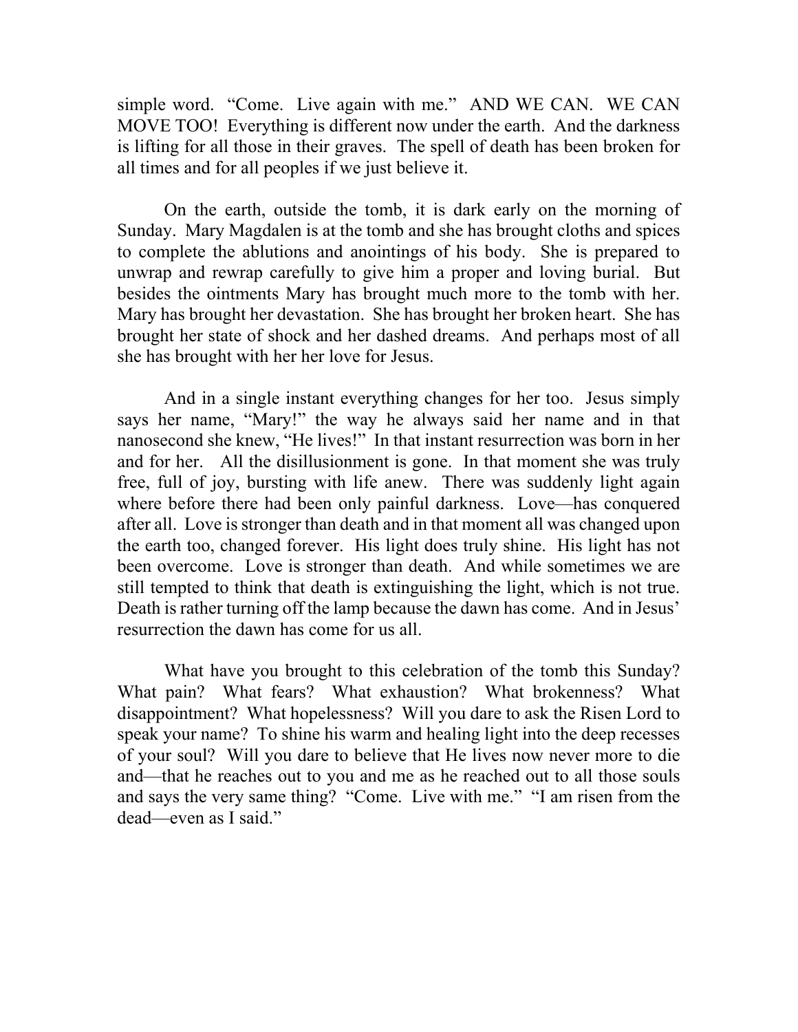simple word. "Come. Live again with me." AND WE CAN. WE CAN MOVE TOO! Everything is different now under the earth. And the darkness is lifting for all those in their graves. The spell of death has been broken for all times and for all peoples if we just believe it.

On the earth, outside the tomb, it is dark early on the morning of Sunday. Mary Magdalen is at the tomb and she has brought cloths and spices to complete the ablutions and anointings of his body. She is prepared to unwrap and rewrap carefully to give him a proper and loving burial. But besides the ointments Mary has brought much more to the tomb with her. Mary has brought her devastation. She has brought her broken heart. She has brought her state of shock and her dashed dreams. And perhaps most of all she has brought with her her love for Jesus.

And in a single instant everything changes for her too. Jesus simply says her name, "Mary!" the way he always said her name and in that nanosecond she knew, "He lives!" In that instant resurrection was born in her and for her. All the disillusionment is gone. In that moment she was truly free, full of joy, bursting with life anew. There was suddenly light again where before there had been only painful darkness. Love—has conquered after all. Love is stronger than death and in that moment all was changed upon the earth too, changed forever. His light does truly shine. His light has not been overcome. Love is stronger than death. And while sometimes we are still tempted to think that death is extinguishing the light, which is not true. Death is rather turning off the lamp because the dawn has come. And in Jesus' resurrection the dawn has come for us all.

What have you brought to this celebration of the tomb this Sunday? What pain? What fears? What exhaustion? What brokenness? What disappointment? What hopelessness? Will you dare to ask the Risen Lord to speak your name? To shine his warm and healing light into the deep recesses of your soul? Will you dare to believe that He lives now never more to die and—that he reaches out to you and me as he reached out to all those souls and says the very same thing? "Come. Live with me." "I am risen from the dead—even as I said."